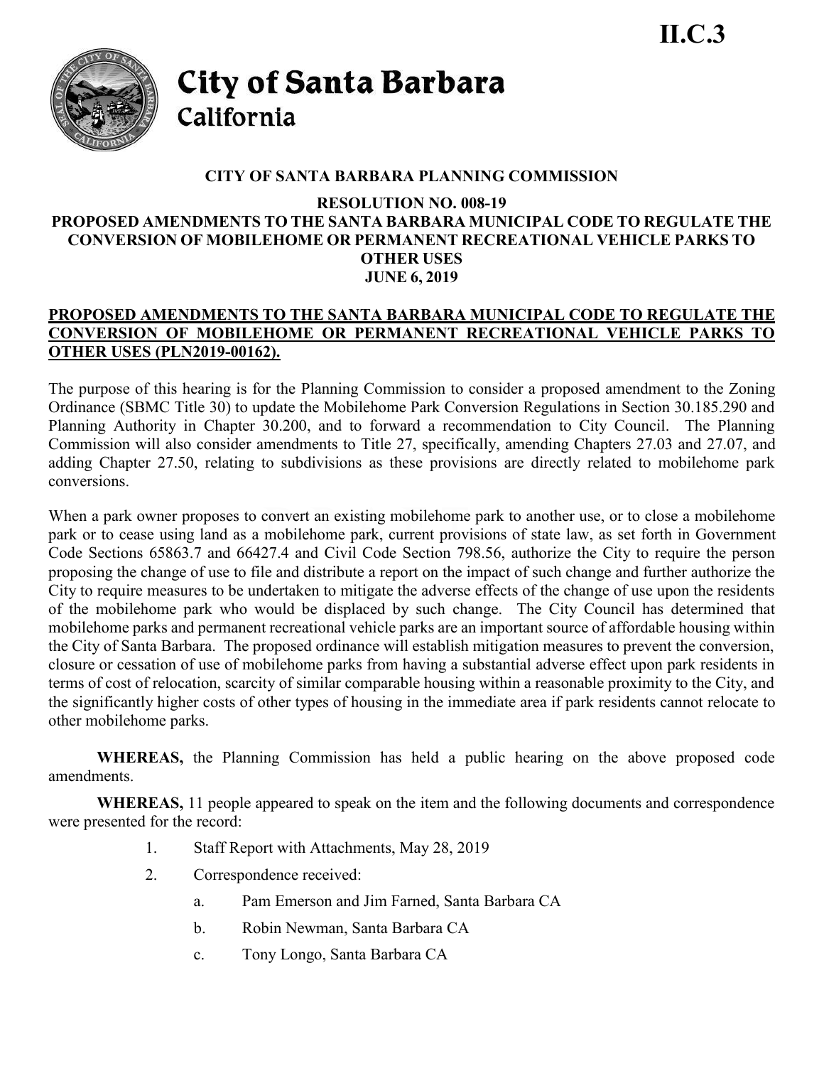**II.C.3**

# City of Santa Barbara
California

## CITY OF SANTA BARBARA PLANNING COMMISSION

**RESOLUTION NO. 008-19**
**PROPOSED AMENDMENTS TO THE SANTA BARBARA MUNICIPAL CODE TO REGULATE THE CONVERSION OF MOBILEHOME OR PERMANENT RECREATIONAL VEHICLE PARKS TO OTHER USES**
**JUNE 6, 2019**

**PROPOSED AMENDMENTS TO THE SANTA BARBARA MUNICIPAL CODE TO REGULATE THE CONVERSION OF MOBILEHOME OR PERMANENT RECREATIONAL VEHICLE PARKS TO OTHER USES (PLN2019-00162).**

The purpose of this hearing is for the Planning Commission to consider a proposed amendment to the Zoning Ordinance (SBMC Title 30) to update the Mobilehome Park Conversion Regulations in Section 30.185.290 and Planning Authority in Chapter 30.200, and to forward a recommendation to City Council. The Planning Commission will also consider amendments to Title 27, specifically, amending Chapters 27.03 and 27.07, and adding Chapter 27.50, relating to subdivisions as these provisions are directly related to mobilehome park conversions.

When a park owner proposes to convert an existing mobilehome park to another use, or to close a mobilehome park or to cease using land as a mobilehome park, current provisions of state law, as set forth in Government Code Sections 65863.7 and 66427.4 and Civil Code Section 798.56, authorize the City to require the person proposing the change of use to file and distribute a report on the impact of such change and further authorize the City to require measures to be undertaken to mitigate the adverse effects of the change of use upon the residents of the mobilehome park who would be displaced by such change. The City Council has determined that mobilehome parks and permanent recreational vehicle parks are an important source of affordable housing within the City of Santa Barbara. The proposed ordinance will establish mitigation measures to prevent the conversion, closure or cessation of use of mobilehome parks from having a substantial adverse effect upon park residents in terms of cost of relocation, scarcity of similar comparable housing within a reasonable proximity to the City, and the significantly higher costs of other types of housing in the immediate area if park residents cannot relocate to other mobilehome parks.

**WHEREAS,** the Planning Commission has held a public hearing on the above proposed code amendments.

**WHEREAS,** 11 people appeared to speak on the item and the following documents and correspondence were presented for the record:

1. Staff Report with Attachments, May 28, 2019
2. Correspondence received:
    a. Pam Emerson and Jim Farned, Santa Barbara CA
    b. Robin Newman, Santa Barbara CA
    c. Tony Longo, Santa Barbara CA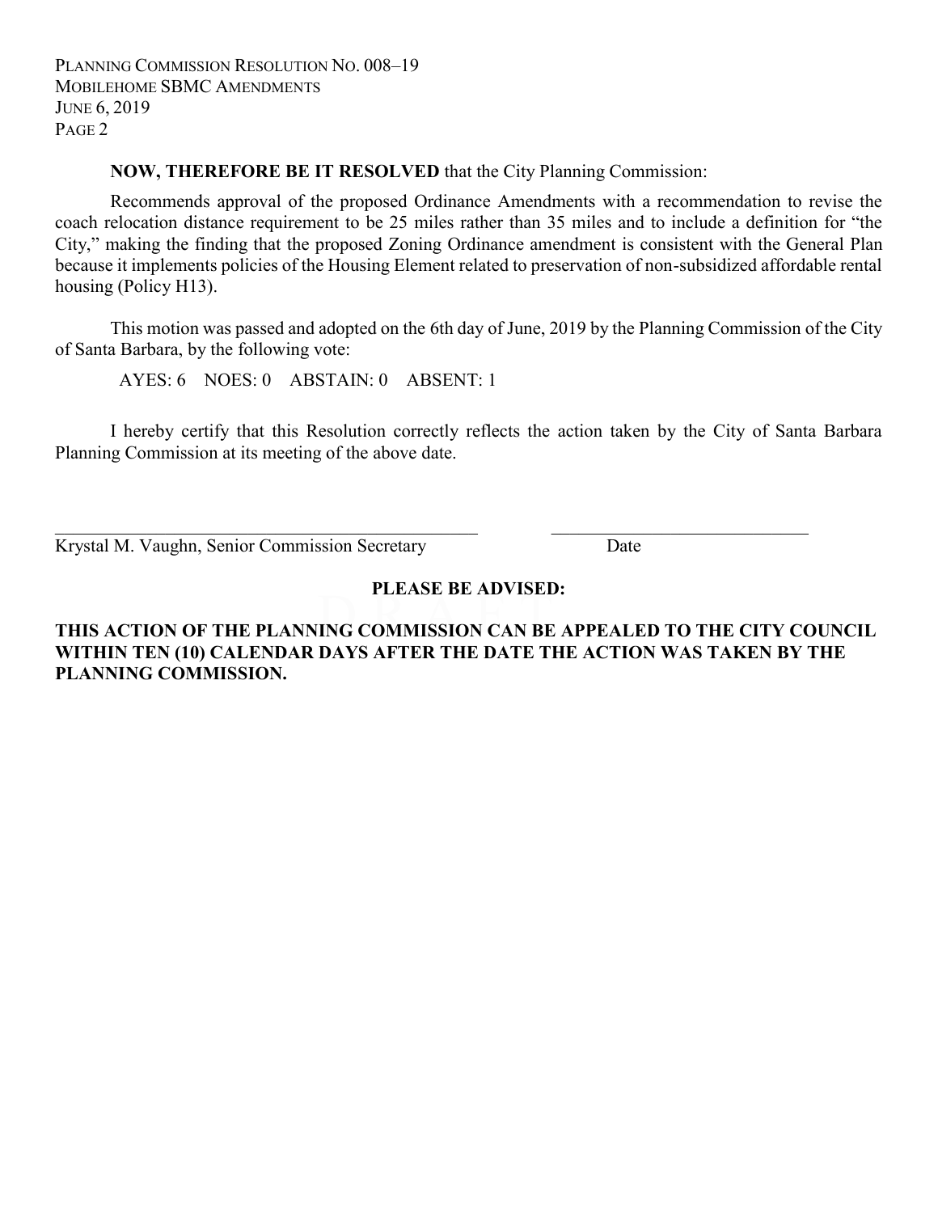**NOW, THEREFORE BE IT RESOLVED** that the City Planning Commission:

Recommends approval of the proposed Ordinance Amendments with a recommendation to revise the coach relocation distance requirement to be 25 miles rather than 35 miles and to include a definition for "the City," making the finding that the proposed Zoning Ordinance amendment is consistent with the General Plan because it implements policies of the Housing Element related to preservation of non-subsidized affordable rental housing (Policy H13).

This motion was passed and adopted on the 6th day of June, 2019 by the Planning Commission of the City of Santa Barbara, by the following vote:

AYES: 6 NOES: 0 ABSTAIN: 0 ABSENT: 1

I hereby certify that this Resolution correctly reflects the action taken by the City of Santa Barbara Planning Commission at its meeting of the above date.

\_\_\_\_\_\_\_\_\_\_\_\_\_\_\_\_\_\_\_\_\_\_\_\_\_\_\_\_\_\_\_\_\_\_\_\_\_\_\_\_ \_\_\_\_\_\_\_\_\_\_\_\_\_\_\_\_\_\_\_\_\_\_\_\_

Krystal M. Vaughn, Senior Commission Secretary Date

**PLEASE BE ADVISED:**

**THIS ACTION OF THE PLANNING COMMISSION CAN BE APPEALED TO THE CITY COUNCIL WITHIN TEN (10) CALENDAR DAYS AFTER THE DATE THE ACTION WAS TAKEN BY THE PLANNING COMMISSION.**